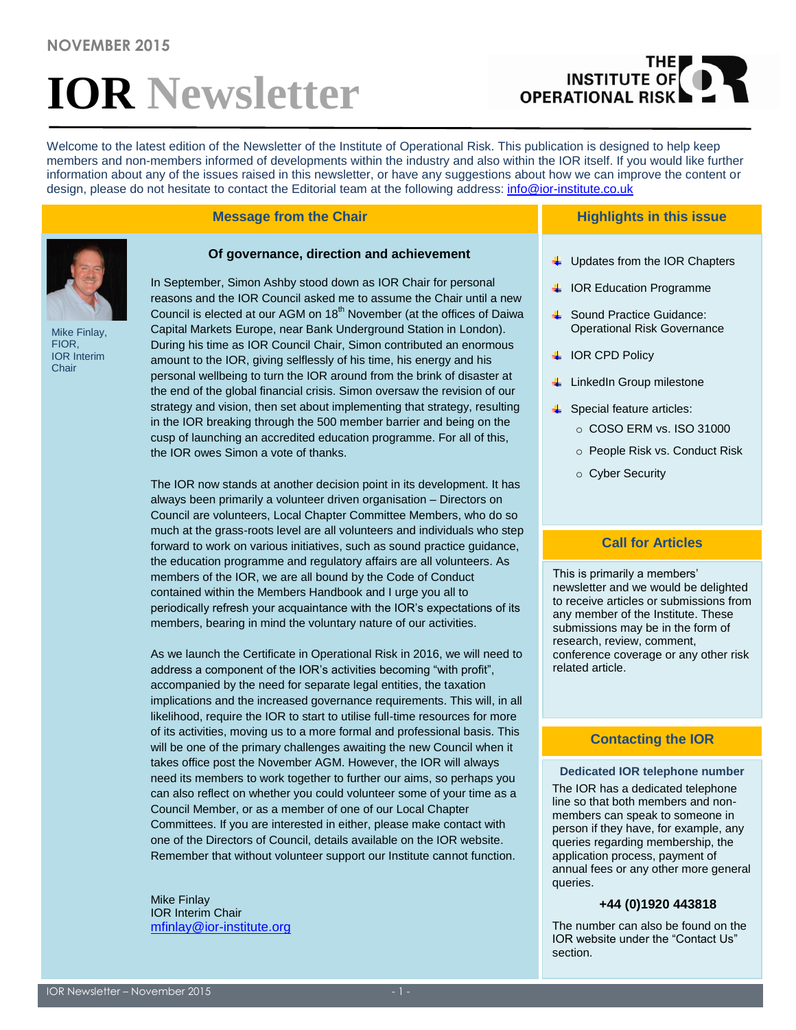NOVEMBER 2015

# IOR Newsletter

Welcome to the latest edition of the Newsletter of the Institute of Operational Risk. This publication is designed to help keep members and non-members informed of developments within the industry and also within the IOR itself. If you would like further information about any of the issues raised in this newsletter, or have any suggestions about how we can improve the content or design, please do not hesitate to contact the Editorial team at the following address: info@ior-institute.co.uk

## Message from the Chair

Mike Finlay, FIOR, IOR Interim Chair

### Of governance, direction and achievement

In September, Simon Ashby stood down as IOR Chair for personal reasons and the IOR Council asked me to assume the Chair until a new Council is elected at our AGM on 18th November (at the offices of Daiwa Capital Markets Europe, near Bank Underground Station in London). During his time as IOR Council Chair, Simon contributed an enormous amount to the IOR, giving selflessly of his time, his energy and his personal wellbeing to turn the IOR around from the brink of disaster at the end of the global financial crisis. Simon oversaw the revision of our strategy and vision, then set about implementing that strategy, resulting in the IOR breaking through the 500 member barrier and being on the cusp of launching an accredited education programme. For all of this, the IOR owes Simon a vote of thanks.

The IOR now stands at another decision point in its development. It has always been primarily a volunteer driven organisation – Directors on Council are volunteers, Local Chapter Committee Members, who do so much at the grass-roots level are all volunteers and individuals who step forward to work on various initiatives, such as sound practice guidance, the education programme and regulatory affairs are all volunteers. As members of the IOR, we are all bound by the Code of Conduct contained within the Members Handbook and I urge you all to periodically refresh your acquaintance with the IOR's expectations of its members, bearing in mind the voluntary nature of our activities.

As we launch the Certificate in Operational Risk in 2016, we will need to address a component of the IOR's activities becoming "with profit", accompanied by the need for separate legal entities, the taxation implications and the increased governance requirements. This will, in all likelihood, require the IOR to start to utilise full-time resources for more of its activities, moving us to a more formal and professional basis. This will be one of the primary challenges awaiting the new Council when it takes office post the November AGM. However, the IOR will always need its members to work together to further our aims, so perhaps you can also reflect on whether you could volunteer some of your time as a Council Member, or as a member of one of our Local Chapter Committees. If you are interested in either, please make contact with one of the Directors of Council, details available on the IOR website. Remember that without volunteer support our Institute cannot function.

Mike Finlay
IOR Interim Chair
mfinlay@ior-institute.org

## Highlights in this issue

- Updates from the IOR Chapters
- IOR Education Programme
- Sound Practice Guidance: Operational Risk Governance
- IOR CPD Policy
- LinkedIn Group milestone
- Special feature articles:
  - COSO ERM vs. ISO 31000
  - People Risk vs. Conduct Risk
  - Cyber Security

## Call for Articles

This is primarily a members' newsletter and we would be delighted to receive articles or submissions from any member of the Institute. These submissions may be in the form of research, review, comment, conference coverage or any other risk related article.

## Contacting the IOR

**Dedicated IOR telephone number**

The IOR has a dedicated telephone line so that both members and non-members can speak to someone in person if they have, for example, any queries regarding membership, the application process, payment of annual fees or any other more general queries.

**+44 (0)1920 443818**

The number can also be found on the IOR website under the "Contact Us" section.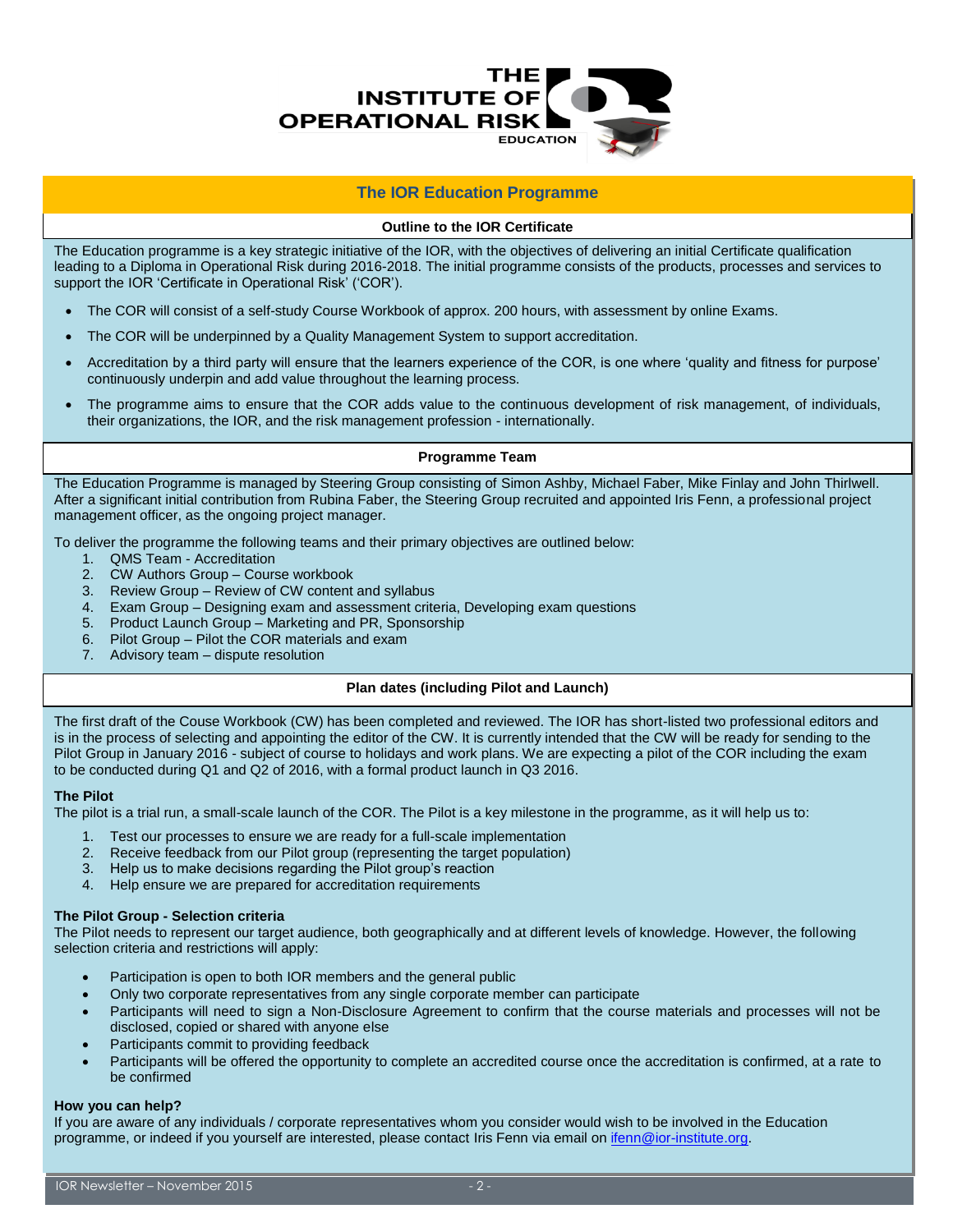# The IOR Education Programme

## Outline to the IOR Certificate

The Education programme is a key strategic initiative of the IOR, with the objectives of delivering an initial Certificate qualification leading to a Diploma in Operational Risk during 2016-2018. The initial programme consists of the products, processes and services to support the IOR 'Certificate in Operational Risk' ('COR').

- The COR will consist of a self-study Course Workbook of approx. 200 hours, with assessment by online Exams.
- The COR will be underpinned by a Quality Management System to support accreditation.
- Accreditation by a third party will ensure that the learners experience of the COR, is one where 'quality and fitness for purpose' continuously underpin and add value throughout the learning process.
- The programme aims to ensure that the COR adds value to the continuous development of risk management, of individuals, their organizations, the IOR, and the risk management profession - internationally.

## Programme Team

The Education Programme is managed by Steering Group consisting of Simon Ashby, Michael Faber, Mike Finlay and John Thirlwell. After a significant initial contribution from Rubina Faber, the Steering Group recruited and appointed Iris Fenn, a professional project management officer, as the ongoing project manager.

To deliver the programme the following teams and their primary objectives are outlined below:

1. QMS Team - Accreditation
2. CW Authors Group – Course workbook
3. Review Group – Review of CW content and syllabus
4. Exam Group – Designing exam and assessment criteria, Developing exam questions
5. Product Launch Group – Marketing and PR, Sponsorship
6. Pilot Group – Pilot the COR materials and exam
7. Advisory team – dispute resolution

## Plan dates (including Pilot and Launch)

The first draft of the Couse Workbook (CW) has been completed and reviewed. The IOR has short-listed two professional editors and is in the process of selecting and appointing the editor of the CW. It is currently intended that the CW will be ready for sending to the Pilot Group in January 2016 - subject of course to holidays and work plans. We are expecting a pilot of the COR including the exam to be conducted during Q1 and Q2 of 2016, with a formal product launch in Q3 2016.

**The Pilot**

The pilot is a trial run, a small-scale launch of the COR. The Pilot is a key milestone in the programme, as it will help us to:

1. Test our processes to ensure we are ready for a full-scale implementation
2. Receive feedback from our Pilot group (representing the target population)
3. Help us to make decisions regarding the Pilot group's reaction
4. Help ensure we are prepared for accreditation requirements

**The Pilot Group - Selection criteria**

The Pilot needs to represent our target audience, both geographically and at different levels of knowledge. However, the following selection criteria and restrictions will apply:

- Participation is open to both IOR members and the general public
- Only two corporate representatives from any single corporate member can participate
- Participants will need to sign a Non-Disclosure Agreement to confirm that the course materials and processes will not be disclosed, copied or shared with anyone else
- Participants commit to providing feedback
- Participants will be offered the opportunity to complete an accredited course once the accreditation is confirmed, at a rate to be confirmed

**How you can help?**

If you are aware of any individuals / corporate representatives whom you consider would wish to be involved in the Education programme, or indeed if you yourself are interested, please contact Iris Fenn via email on ifenn@ior-institute.org.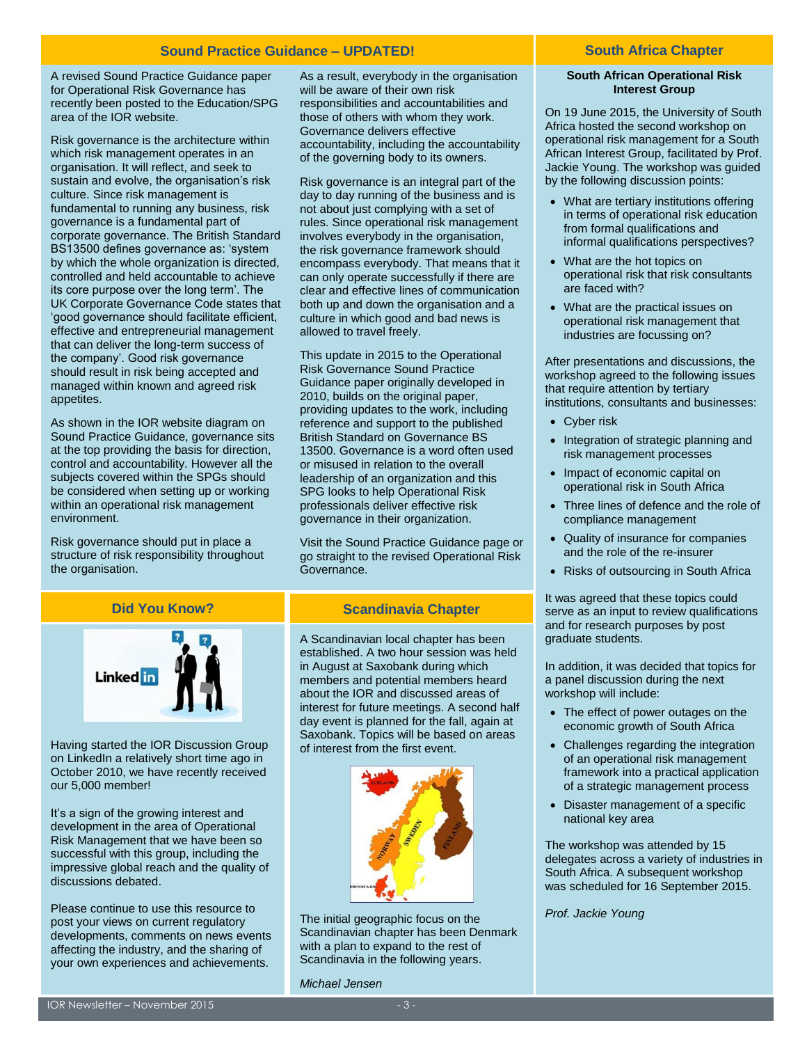## Sound Practice Guidance – UPDATED!

A revised Sound Practice Guidance paper for Operational Risk Governance has recently been posted to the Education/SPG area of the IOR website.

Risk governance is the architecture within which risk management operates in an organisation. It will reflect, and seek to sustain and evolve, the organisation's risk culture. Since risk management is fundamental to running any business, risk governance is a fundamental part of corporate governance. The British Standard BS13500 defines governance as: 'system by which the whole organization is directed, controlled and held accountable to achieve its core purpose over the long term'. The UK Corporate Governance Code states that 'good governance should facilitate efficient, effective and entrepreneurial management that can deliver the long-term success of the company'. Good risk governance should result in risk being accepted and managed within known and agreed risk appetites.

As shown in the IOR website diagram on Sound Practice Guidance, governance sits at the top providing the basis for direction, control and accountability. However all the subjects covered within the SPGs should be considered when setting up or working within an operational risk management environment.

Risk governance should put in place a structure of risk responsibility throughout the organisation.

As a result, everybody in the organisation will be aware of their own risk responsibilities and accountabilities and those of others with whom they work. Governance delivers effective accountability, including the accountability of the governing body to its owners.

Risk governance is an integral part of the day to day running of the business and is not about just complying with a set of rules. Since operational risk management involves everybody in the organisation, the risk governance framework should encompass everybody. That means that it can only operate successfully if there are clear and effective lines of communication both up and down the organisation and a culture in which good and bad news is allowed to travel freely.

This update in 2015 to the Operational Risk Governance Sound Practice Guidance paper originally developed in 2010, builds on the original paper, providing updates to the work, including reference and support to the published British Standard on Governance BS 13500. Governance is a word often used or misused in relation to the overall leadership of an organization and this SPG looks to help Operational Risk professionals deliver effective risk governance in their organization.

Visit the Sound Practice Guidance page or go straight to the revised Operational Risk Governance.

## Did You Know?

Having started the IOR Discussion Group on LinkedIn a relatively short time ago in October 2010, we have recently received our 5,000 member!

It's a sign of the growing interest and development in the area of Operational Risk Management that we have been so successful with this group, including the impressive global reach and the quality of discussions debated.

Please continue to use this resource to post your views on current regulatory developments, comments on news events affecting the industry, and the sharing of your own experiences and achievements.

## Scandinavia Chapter

A Scandinavian local chapter has been established. A two hour session was held in August at Saxobank during which members and potential members heard about the IOR and discussed areas of interest for future meetings. A second half day event is planned for the fall, again at Saxobank. Topics will be based on areas of interest from the first event.

The initial geographic focus on the Scandinavian chapter has been Denmark with a plan to expand to the rest of Scandinavia in the following years.

*Michael Jensen*

## South Africa Chapter

**South African Operational Risk Interest Group**

On 19 June 2015, the University of South Africa hosted the second workshop on operational risk management for a South African Interest Group, facilitated by Prof. Jackie Young. The workshop was guided by the following discussion points:

- What are tertiary institutions offering in terms of operational risk education from formal qualifications and informal qualifications perspectives?
- What are the hot topics on operational risk that risk consultants are faced with?
- What are the practical issues on operational risk management that industries are focussing on?

After presentations and discussions, the workshop agreed to the following issues that require attention by tertiary institutions, consultants and businesses:

- Cyber risk
- Integration of strategic planning and risk management processes
- Impact of economic capital on operational risk in South Africa
- Three lines of defence and the role of compliance management
- Quality of insurance for companies and the role of the re-insurer
- Risks of outsourcing in South Africa

It was agreed that these topics could serve as an input to review qualifications and for research purposes by post graduate students.

In addition, it was decided that topics for a panel discussion during the next workshop will include:

- The effect of power outages on the economic growth of South Africa
- Challenges regarding the integration of an operational risk management framework into a practical application of a strategic management process
- Disaster management of a specific national key area

The workshop was attended by 15 delegates across a variety of industries in South Africa. A subsequent workshop was scheduled for 16 September 2015.

*Prof. Jackie Young*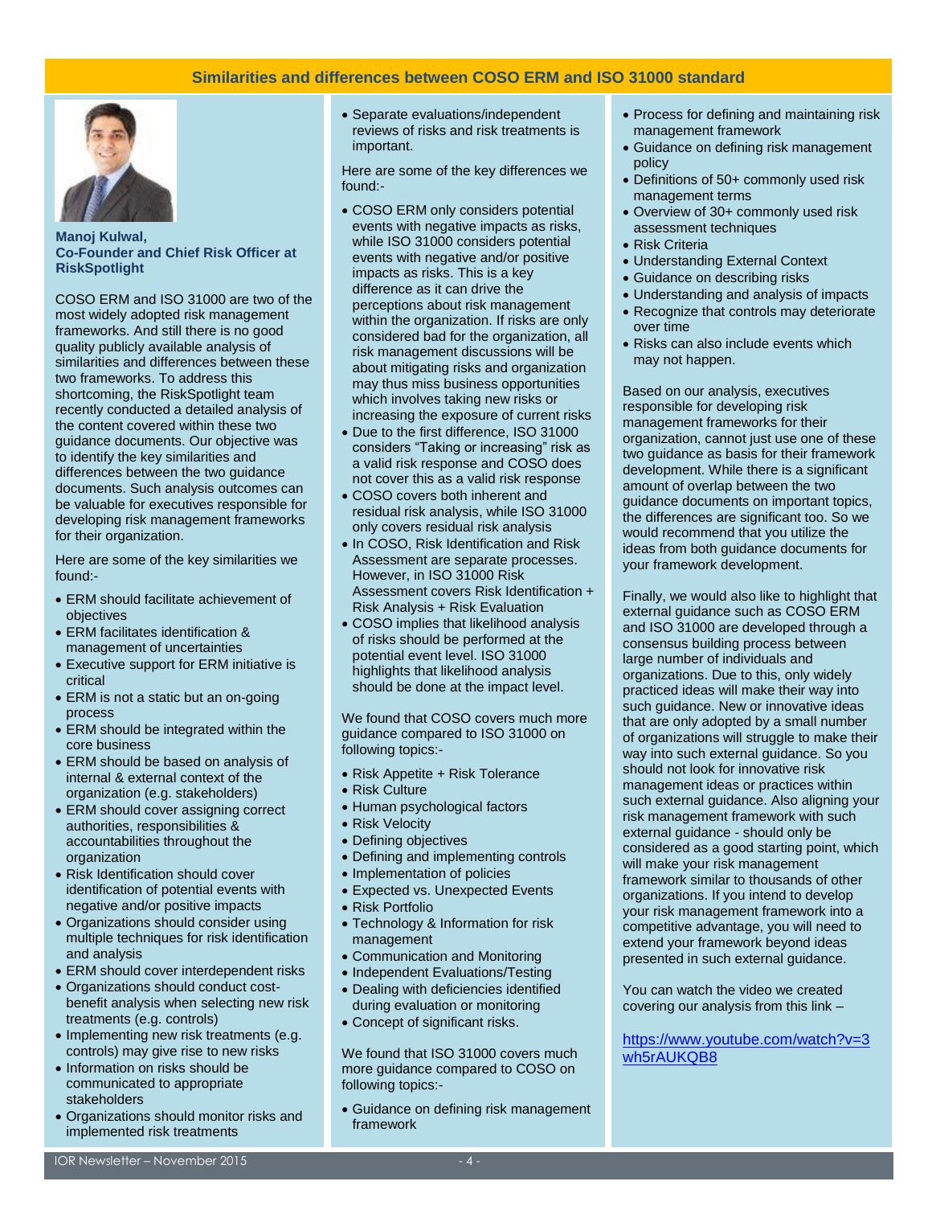## Similarities and differences between COSO ERM and ISO 31000 standard

**Manoj Kulwal, Co-Founder and Chief Risk Officer at RiskSpotlight**

COSO ERM and ISO 31000 are two of the most widely adopted risk management frameworks. And still there is no good quality publicly available analysis of similarities and differences between these two frameworks. To address this shortcoming, the RiskSpotlight team recently conducted a detailed analysis of the content covered within these two guidance documents. Our objective was to identify the key similarities and differences between the two guidance documents. Such analysis outcomes can be valuable for executives responsible for developing risk management frameworks for their organization.

Here are some of the key similarities we found:-

- ERM should facilitate achievement of objectives
- ERM facilitates identification & management of uncertainties
- Executive support for ERM initiative is critical
- ERM is not a static but an on-going process
- ERM should be integrated within the core business
- ERM should be based on analysis of internal & external context of the organization (e.g. stakeholders)
- ERM should cover assigning correct authorities, responsibilities & accountabilities throughout the organization
- Risk Identification should cover identification of potential events with negative and/or positive impacts
- Organizations should consider using multiple techniques for risk identification and analysis
- ERM should cover interdependent risks
- Organizations should conduct cost-benefit analysis when selecting new risk treatments (e.g. controls)
- Implementing new risk treatments (e.g. controls) may give rise to new risks
- Information on risks should be communicated to appropriate stakeholders
- Organizations should monitor risks and implemented risk treatments
- Separate evaluations/independent reviews of risks and risk treatments is important.

Here are some of the key differences we found:-

- COSO ERM only considers potential events with negative impacts as risks, while ISO 31000 considers potential events with negative and/or positive impacts as risks. This is a key difference as it can drive the perceptions about risk management within the organization. If risks are only considered bad for the organization, all risk management discussions will be about mitigating risks and organization may thus miss business opportunities which involves taking new risks or increasing the exposure of current risks
- Due to the first difference, ISO 31000 considers "Taking or increasing" risk as a valid risk response and COSO does not cover this as a valid risk response
- COSO covers both inherent and residual risk analysis, while ISO 31000 only covers residual risk analysis
- In COSO, Risk Identification and Risk Assessment are separate processes. However, in ISO 31000 Risk Assessment covers Risk Identification + Risk Analysis + Risk Evaluation
- COSO implies that likelihood analysis of risks should be performed at the potential event level. ISO 31000 highlights that likelihood analysis should be done at the impact level.

We found that COSO covers much more guidance compared to ISO 31000 on following topics:-

- Risk Appetite + Risk Tolerance
- Risk Culture
- Human psychological factors
- Risk Velocity
- Defining objectives
- Defining and implementing controls
- Implementation of policies
- Expected vs. Unexpected Events
- Risk Portfolio
- Technology & Information for risk management
- Communication and Monitoring
- Independent Evaluations/Testing
- Dealing with deficiencies identified during evaluation or monitoring
- Concept of significant risks.

We found that ISO 31000 covers much more guidance compared to COSO on following topics:-

- Guidance on defining risk management framework
- Process for defining and maintaining risk management framework
- Guidance on defining risk management policy
- Definitions of 50+ commonly used risk management terms
- Overview of 30+ commonly used risk assessment techniques
- Risk Criteria
- Understanding External Context
- Guidance on describing risks
- Understanding and analysis of impacts
- Recognize that controls may deteriorate over time
- Risks can also include events which may not happen.

Based on our analysis, executives responsible for developing risk management frameworks for their organization, cannot just use one of these two guidance as basis for their framework development. While there is a significant amount of overlap between the two guidance documents on important topics, the differences are significant too. So we would recommend that you utilize the ideas from both guidance documents for your framework development.

Finally, we would also like to highlight that external guidance such as COSO ERM and ISO 31000 are developed through a consensus building process between large number of individuals and organizations. Due to this, only widely practiced ideas will make their way into such guidance. New or innovative ideas that are only adopted by a small number of organizations will struggle to make their way into such external guidance. So you should not look for innovative risk management ideas or practices within such external guidance. Also aligning your risk management framework with such external guidance - should only be considered as a good starting point, which will make your risk management framework similar to thousands of other organizations. If you intend to develop your risk management framework into a competitive advantage, you will need to extend your framework beyond ideas presented in such external guidance.

You can watch the video we created covering our analysis from this link –

https://www.youtube.com/watch?v=3wh5rAUKQB8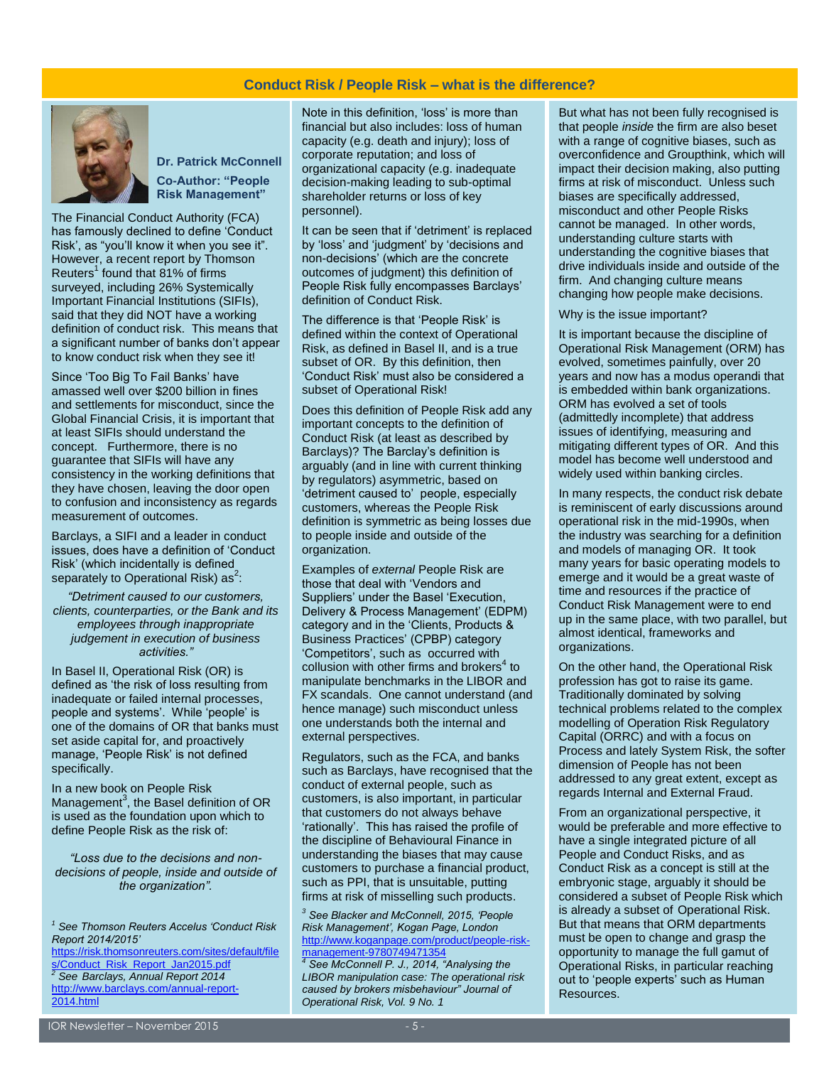## Conduct Risk / People Risk – what is the difference?

**Dr. Patrick McConnell**

**Co-Author: "People Risk Management"**

The Financial Conduct Authority (FCA) has famously declined to define 'Conduct Risk', as "you'll know it when you see it". However, a recent report by Thomson Reuters[1] found that 81% of firms surveyed, including 26% Systemically Important Financial Institutions (SIFIs), said that they did NOT have a working definition of conduct risk. This means that a significant number of banks don't appear to know conduct risk when they see it!

Since 'Too Big To Fail Banks' have amassed well over $200 billion in fines and settlements for misconduct, since the Global Financial Crisis, it is important that at least SIFIs should understand the concept. Furthermore, there is no guarantee that SIFIs will have any consistency in the working definitions that they have chosen, leaving the door open to confusion and inconsistency as regards measurement of outcomes.

Barclays, a SIFI and a leader in conduct issues, does have a definition of 'Conduct Risk' (which incidentally is defined separately to Operational Risk) as[2]:

> *"Detriment caused to our customers, clients, counterparties, or the Bank and its employees through inappropriate judgement in execution of business activities."*

In Basel II, Operational Risk (OR) is defined as 'the risk of loss resulting from inadequate or failed internal processes, people and systems'. While 'people' is one of the domains of OR that banks must set aside capital for, and proactively manage, 'People Risk' is not defined specifically.

In a new book on People Risk Management[3], the Basel definition of OR is used as the foundation upon which to define People Risk as the risk of:

> *"Loss due to the decisions and non-decisions of people, inside and outside of the organization".*

Note in this definition, 'loss' is more than financial but also includes: loss of human capacity (e.g. death and injury); loss of corporate reputation; and loss of organizational capacity (e.g. inadequate decision-making leading to sub-optimal shareholder returns or loss of key personnel).

It can be seen that if 'detriment' is replaced by 'loss' and 'judgment' by 'decisions and non-decisions' (which are the concrete outcomes of judgment) this definition of People Risk fully encompasses Barclays' definition of Conduct Risk.

The difference is that 'People Risk' is defined within the context of Operational Risk, as defined in Basel II, and is a true subset of OR. By this definition, then 'Conduct Risk' must also be considered a subset of Operational Risk!

Does this definition of People Risk add any important concepts to the definition of Conduct Risk (at least as described by Barclays)? The Barclay's definition is arguably (and in line with current thinking by regulators) asymmetric, based on 'detriment caused to' people, especially customers, whereas the People Risk definition is symmetric as being losses due to people inside and outside of the organization.

Examples of *external* People Risk are those that deal with 'Vendors and Suppliers' under the Basel 'Execution, Delivery & Process Management' (EDPM) category and in the 'Clients, Products & Business Practices' (CPBP) category 'Competitors', such as occurred with collusion with other firms and brokers[4] to manipulate benchmarks in the LIBOR and FX scandals. One cannot understand (and hence manage) such misconduct unless one understands both the internal and external perspectives.

Regulators, such as the FCA, and banks such as Barclays, have recognised that the conduct of external people, such as customers, is also important, in particular that customers do not always behave 'rationally'. This has raised the profile of the discipline of Behavioural Finance in understanding the biases that may cause customers to purchase a financial product, such as PPI, that is unsuitable, putting firms at risk of misselling such products.

But what has not been fully recognised is that people *inside* the firm are also beset with a range of cognitive biases, such as overconfidence and Groupthink, which will impact their decision making, also putting firms at risk of misconduct. Unless such biases are specifically addressed, misconduct and other People Risks cannot be managed. In other words, understanding culture starts with understanding the cognitive biases that drive individuals inside and outside of the firm. And changing culture means changing how people make decisions.

Why is the issue important?

It is important because the discipline of Operational Risk Management (ORM) has evolved, sometimes painfully, over 20 years and now has a modus operandi that is embedded within bank organizations. ORM has evolved a set of tools (admittedly incomplete) that address issues of identifying, measuring and mitigating different types of OR. And this model has become well understood and widely used within banking circles.

In many respects, the conduct risk debate is reminiscent of early discussions around operational risk in the mid-1990s, when the industry was searching for a definition and models of managing OR. It took many years for basic operating models to emerge and it would be a great waste of time and resources if the practice of Conduct Risk Management were to end up in the same place, with two parallel, but almost identical, frameworks and organizations.

On the other hand, the Operational Risk profession has got to raise its game. Traditionally dominated by solving technical problems related to the complex modelling of Operation Risk Regulatory Capital (ORRC) and with a focus on Process and lately System Risk, the softer dimension of People has not been addressed to any great extent, except as regards Internal and External Fraud.

From an organizational perspective, it would be preferable and more effective to have a single integrated picture of all People and Conduct Risks, and as Conduct Risk as a concept is still at the embryonic stage, arguably it should be considered a subset of People Risk which is already a subset of Operational Risk. But that means that ORM departments must be open to change and grasp the opportunity to manage the full gamut of Operational Risks, in particular reaching out to 'people experts' such as Human Resources.

---

[1] *See Thomson Reuters Accelus 'Conduct Risk Report 2014/2015'* https://risk.thomsonreuters.com/sites/default/files/Conduct_Risk_Report_Jan2015.pdf

[2] *See Barclays, Annual Report 2014* http://www.barclays.com/annual-report-2014.html

[3] *See Blacker and McConnell, 2015, 'People Risk Management', Kogan Page, London* http://www.koganpage.com/product/people-risk-management-9780749471354

[4] *See McConnell P. J., 2014, "Analysing the LIBOR manipulation case: The operational risk caused by brokers misbehaviour" Journal of Operational Risk, Vol. 9 No. 1*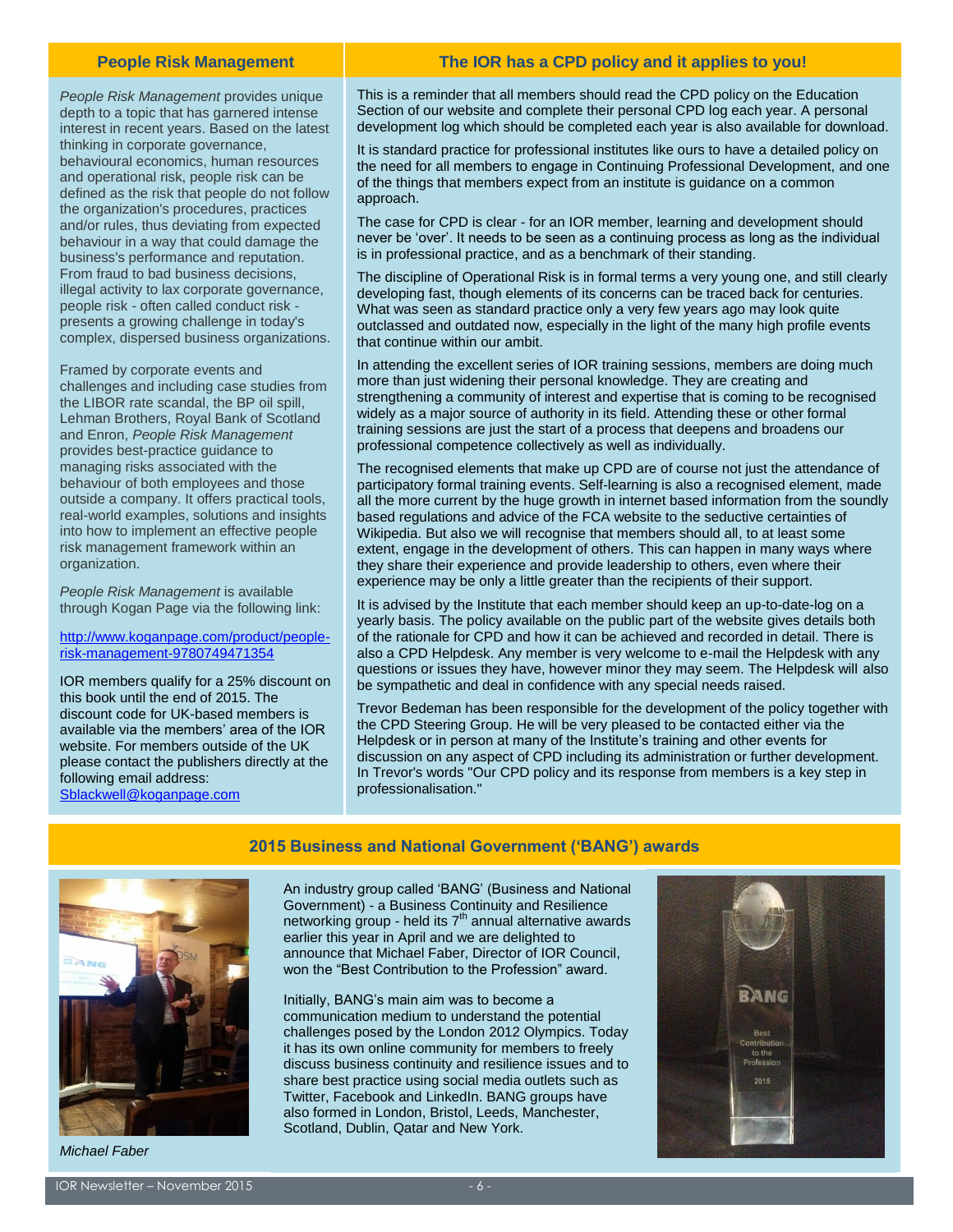## People Risk Management

*People Risk Management* provides unique depth to a topic that has garnered intense interest in recent years. Based on the latest thinking in corporate governance, behavioural economics, human resources and operational risk, people risk can be defined as the risk that people do not follow the organization's procedures, practices and/or rules, thus deviating from expected behaviour in a way that could damage the business's performance and reputation. From fraud to bad business decisions, illegal activity to lax corporate governance, people risk - often called conduct risk - presents a growing challenge in today's complex, dispersed business organizations.

Framed by corporate events and challenges and including case studies from the LIBOR rate scandal, the BP oil spill, Lehman Brothers, Royal Bank of Scotland and Enron, *People Risk Management* provides best-practice guidance to managing risks associated with the behaviour of both employees and those outside a company. It offers practical tools, real-world examples, solutions and insights into how to implement an effective people risk management framework within an organization.

*People Risk Management* is available through Kogan Page via the following link:

[http://www.koganpage.com/product/people-risk-management-9780749471354](http://www.koganpage.com/product/people-risk-management-9780749471354)

IOR members qualify for a 25% discount on this book until the end of 2015. The discount code for UK-based members is available via the members' area of the IOR website. For members outside of the UK please contact the publishers directly at the following email address: [Sblackwell@koganpage.com](mailto:Sblackwell@koganpage.com)

## The IOR has a CPD policy and it applies to you!

This is a reminder that all members should read the CPD policy on the Education Section of our website and complete their personal CPD log each year. A personal development log which should be completed each year is also available for download.

It is standard practice for professional institutes like ours to have a detailed policy on the need for all members to engage in Continuing Professional Development, and one of the things that members expect from an institute is guidance on a common approach.

The case for CPD is clear - for an IOR member, learning and development should never be 'over'. It needs to be seen as a continuing process as long as the individual is in professional practice, and as a benchmark of their standing.

The discipline of Operational Risk is in formal terms a very young one, and still clearly developing fast, though elements of its concerns can be traced back for centuries. What was seen as standard practice only a very few years ago may look quite outclassed and outdated now, especially in the light of the many high profile events that continue within our ambit.

In attending the excellent series of IOR training sessions, members are doing much more than just widening their personal knowledge. They are creating and strengthening a community of interest and expertise that is coming to be recognised widely as a major source of authority in its field. Attending these or other formal training sessions are just the start of a process that deepens and broadens our professional competence collectively as well as individually.

The recognised elements that make up CPD are of course not just the attendance of participatory formal training events. Self-learning is also a recognised element, made all the more current by the huge growth in internet based information from the soundly based regulations and advice of the FCA website to the seductive certainties of Wikipedia. But also we will recognise that members should all, to at least some extent, engage in the development of others. This can happen in many ways where they share their experience and provide leadership to others, even where their experience may be only a little greater than the recipients of their support.

It is advised by the Institute that each member should keep an up-to-date-log on a yearly basis. The policy available on the public part of the website gives details both of the rationale for CPD and how it can be achieved and recorded in detail. There is also a CPD Helpdesk. Any member is very welcome to e-mail the Helpdesk with any questions or issues they have, however minor they may seem. The Helpdesk will also be sympathetic and deal in confidence with any special needs raised.

Trevor Bedeman has been responsible for the development of the policy together with the CPD Steering Group. He will be very pleased to be contacted either via the Helpdesk or in person at many of the Institute's training and other events for discussion on any aspect of CPD including its administration or further development. In Trevor's words "Our CPD policy and its response from members is a key step in professionalisation."

## 2015 Business and National Government ('BANG') awards

*Michael Faber*

An industry group called 'BANG' (Business and National Government) - a Business Continuity and Resilience networking group - held its 7th annual alternative awards earlier this year in April and we are delighted to announce that Michael Faber, Director of IOR Council, won the "Best Contribution to the Profession" award.

Initially, BANG's main aim was to become a communication medium to understand the potential challenges posed by the London 2012 Olympics. Today it has its own online community for members to freely discuss business continuity and resilience issues and to share best practice using social media outlets such as Twitter, Facebook and LinkedIn. BANG groups have also formed in London, Bristol, Leeds, Manchester, Scotland, Dublin, Qatar and New York.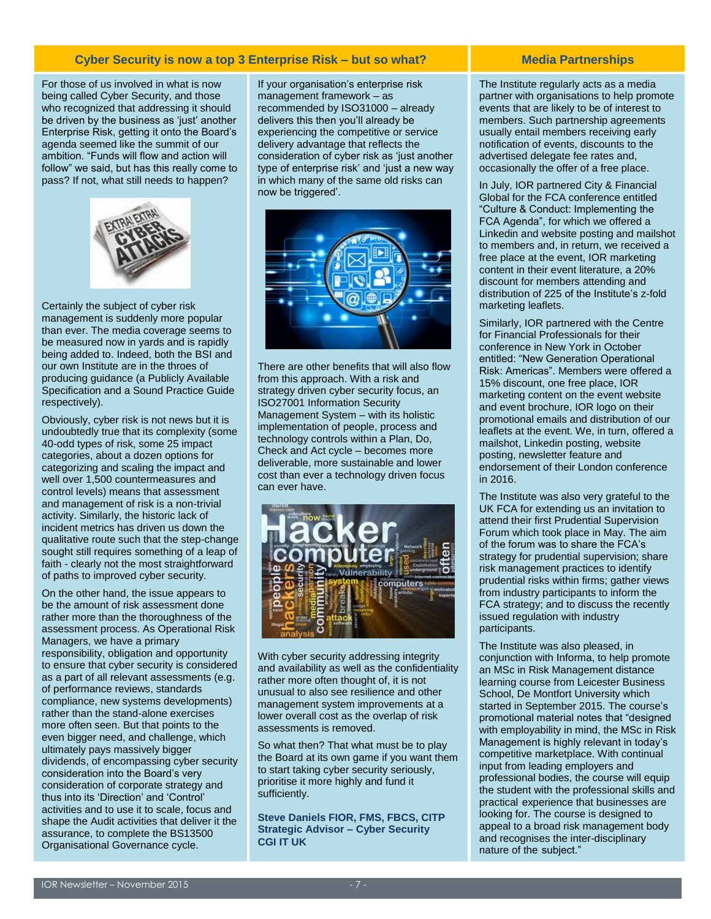## Cyber Security is now a top 3 Enterprise Risk – but so what?

For those of us involved in what is now being called Cyber Security, and those who recognized that addressing it should be driven by the business as 'just' another Enterprise Risk, getting it onto the Board's agenda seemed like the summit of our ambition. "Funds will flow and action will follow" we said, but has this really come to pass? If not, what still needs to happen?

Certainly the subject of cyber risk management is suddenly more popular than ever. The media coverage seems to be measured now in yards and is rapidly being added to. Indeed, both the BSI and our own Institute are in the throes of producing guidance (a Publicly Available Specification and a Sound Practice Guide respectively).

Obviously, cyber risk is not news but it is undoubtedly true that its complexity (some 40-odd types of risk, some 25 impact categories, about a dozen options for categorizing and scaling the impact and well over 1,500 countermeasures and control levels) means that assessment and management of risk is a non-trivial activity. Similarly, the historic lack of incident metrics has driven us down the qualitative route such that the step-change sought still requires something of a leap of faith - clearly not the most straightforward of paths to improved cyber security.

On the other hand, the issue appears to be the amount of risk assessment done rather more than the thoroughness of the assessment process. As Operational Risk Managers, we have a primary responsibility, obligation and opportunity to ensure that cyber security is considered as a part of all relevant assessments (e.g. of performance reviews, standards compliance, new systems developments) rather than the stand-alone exercises more often seen. But that points to the even bigger need, and challenge, which ultimately pays massively bigger dividends, of encompassing cyber security consideration into the Board's very consideration of corporate strategy and thus into its 'Direction' and 'Control' activities and to use it to scale, focus and shape the Audit activities that deliver it the assurance, to complete the BS13500 Organisational Governance cycle.

If your organisation's enterprise risk management framework – as recommended by ISO31000 – already delivers this then you'll already be experiencing the competitive or service delivery advantage that reflects the consideration of cyber risk as 'just another type of enterprise risk' and 'just a new way in which many of the same old risks can now be triggered'.

There are other benefits that will also flow from this approach. With a risk and strategy driven cyber security focus, an ISO27001 Information Security Management System – with its holistic implementation of people, process and technology controls within a Plan, Do, Check and Act cycle – becomes more deliverable, more sustainable and lower cost than ever a technology driven focus can ever have.

With cyber security addressing integrity and availability as well as the confidentiality rather more often thought of, it is not unusual to also see resilience and other management system improvements at a lower overall cost as the overlap of risk assessments is removed.

So what then? That what must be to play the Board at its own game if you want them to start taking cyber security seriously, prioritise it more highly and fund it sufficiently.

**Steve Daniels FIOR, FMS, FBCS, CITP**
**Strategic Advisor – Cyber Security**
**CGI IT UK**

## Media Partnerships

The Institute regularly acts as a media partner with organisations to help promote events that are likely to be of interest to members. Such partnership agreements usually entail members receiving early notification of events, discounts to the advertised delegate fee rates and, occasionally the offer of a free place.

In July, IOR partnered City & Financial Global for the FCA conference entitled "Culture & Conduct: Implementing the FCA Agenda", for which we offered a Linkedin and website posting and mailshot to members and, in return, we received a free place at the event, IOR marketing content in their event literature, a 20% discount for members attending and distribution of 225 of the Institute's z-fold marketing leaflets.

Similarly, IOR partnered with the Centre for Financial Professionals for their conference in New York in October entitled: "New Generation Operational Risk: Americas". Members were offered a 15% discount, one free place, IOR marketing content on the event website and event brochure, IOR logo on their promotional emails and distribution of our leaflets at the event. We, in turn, offered a mailshot, Linkedin posting, website posting, newsletter feature and endorsement of their London conference in 2016.

The Institute was also very grateful to the UK FCA for extending us an invitation to attend their first Prudential Supervision Forum which took place in May. The aim of the forum was to share the FCA's strategy for prudential supervision; share risk management practices to identify prudential risks within firms; gather views from industry participants to inform the FCA strategy; and to discuss the recently issued regulation with industry participants.

The Institute was also pleased, in conjunction with Informa, to help promote an MSc in Risk Management distance learning course from Leicester Business School, De Montfort University which started in September 2015. The course's promotional material notes that "designed with employability in mind, the MSc in Risk Management is highly relevant in today's competitive marketplace. With continual input from leading employers and professional bodies, the course will equip the student with the professional skills and practical experience that businesses are looking for. The course is designed to appeal to a broad risk management body and recognises the inter-disciplinary nature of the subject."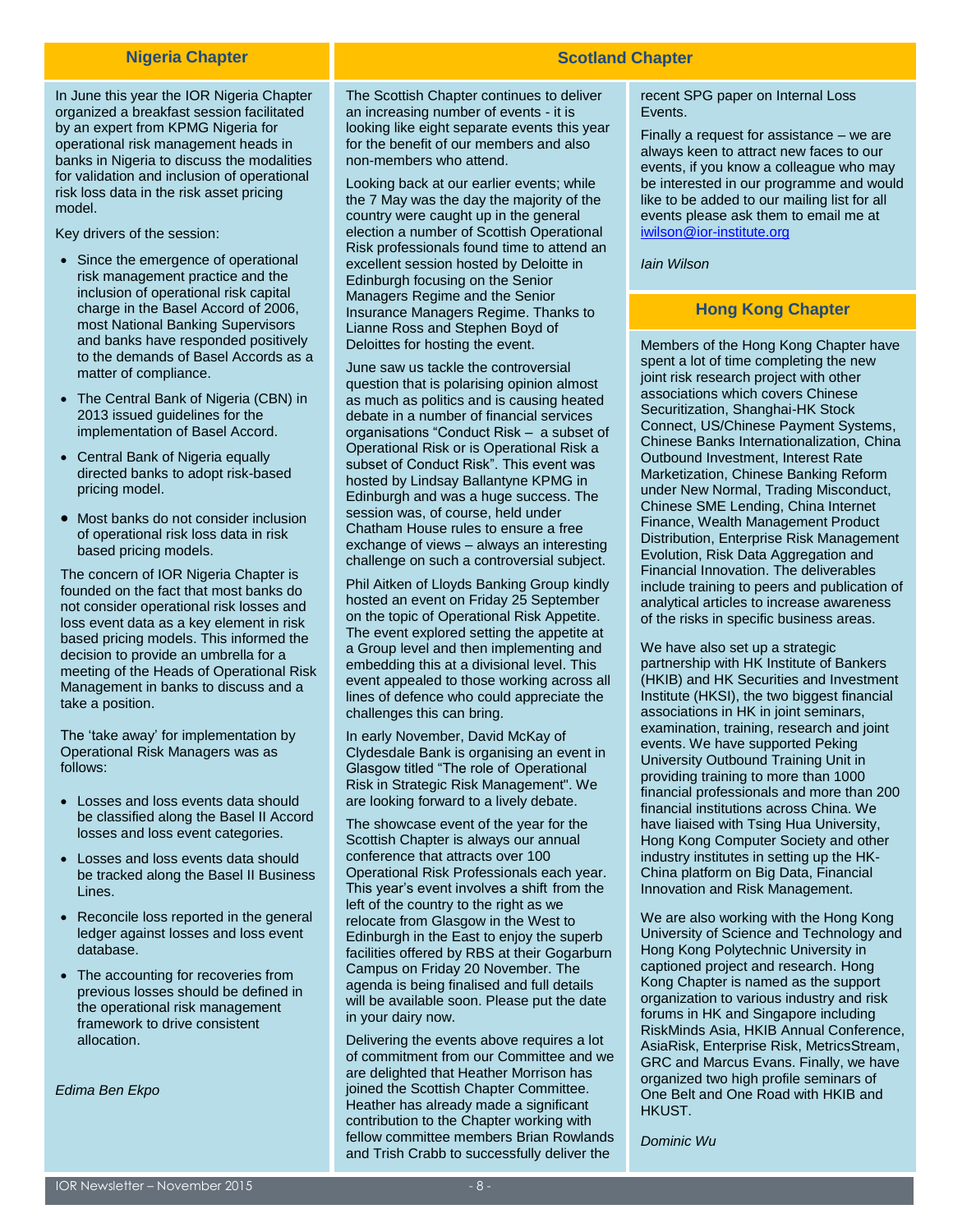## Nigeria Chapter

In June this year the IOR Nigeria Chapter organized a breakfast session facilitated by an expert from KPMG Nigeria for operational risk management heads in banks in Nigeria to discuss the modalities for validation and inclusion of operational risk loss data in the risk asset pricing model.

Key drivers of the session:

- Since the emergence of operational risk management practice and the inclusion of operational risk capital charge in the Basel Accord of 2006, most National Banking Supervisors and banks have responded positively to the demands of Basel Accords as a matter of compliance.
- The Central Bank of Nigeria (CBN) in 2013 issued guidelines for the implementation of Basel Accord.
- Central Bank of Nigeria equally directed banks to adopt risk-based pricing model.
- Most banks do not consider inclusion of operational risk loss data in risk based pricing models.

The concern of IOR Nigeria Chapter is founded on the fact that most banks do not consider operational risk losses and loss event data as a key element in risk based pricing models. This informed the decision to provide an umbrella for a meeting of the Heads of Operational Risk Management in banks to discuss and a take a position.

The 'take away' for implementation by Operational Risk Managers was as follows:

- Losses and loss events data should be classified along the Basel II Accord losses and loss event categories.
- Losses and loss events data should be tracked along the Basel II Business Lines.
- Reconcile loss reported in the general ledger against losses and loss event database.
- The accounting for recoveries from previous losses should be defined in the operational risk management framework to drive consistent allocation.

*Edima Ben Ekpo*

## Scotland Chapter

The Scottish Chapter continues to deliver an increasing number of events - it is looking like eight separate events this year for the benefit of our members and also non-members who attend.

Looking back at our earlier events; while the 7 May was the day the majority of the country were caught up in the general election a number of Scottish Operational Risk professionals found time to attend an excellent session hosted by Deloitte in Edinburgh focusing on the Senior Managers Regime and the Senior Insurance Managers Regime. Thanks to Lianne Ross and Stephen Boyd of Deloittes for hosting the event.

June saw us tackle the controversial question that is polarising opinion almost as much as politics and is causing heated debate in a number of financial services organisations "Conduct Risk – a subset of Operational Risk or is Operational Risk a subset of Conduct Risk". This event was hosted by Lindsay Ballantyne KPMG in Edinburgh and was a huge success. The session was, of course, held under Chatham House rules to ensure a free exchange of views – always an interesting challenge on such a controversial subject.

Phil Aitken of Lloyds Banking Group kindly hosted an event on Friday 25 September on the topic of Operational Risk Appetite. The event explored setting the appetite at a Group level and then implementing and embedding this at a divisional level. This event appealed to those working across all lines of defence who could appreciate the challenges this can bring.

In early November, David McKay of Clydesdale Bank is organising an event in Glasgow titled "The role of Operational Risk in Strategic Risk Management". We are looking forward to a lively debate.

The showcase event of the year for the Scottish Chapter is always our annual conference that attracts over 100 Operational Risk Professionals each year. This year's event involves a shift from the left of the country to the right as we relocate from Glasgow in the West to Edinburgh in the East to enjoy the superb facilities offered by RBS at their Gogarburn Campus on Friday 20 November. The agenda is being finalised and full details will be available soon. Please put the date in your dairy now.

Delivering the events above requires a lot of commitment from our Committee and we are delighted that Heather Morrison has joined the Scottish Chapter Committee. Heather has already made a significant contribution to the Chapter working with fellow committee members Brian Rowlands and Trish Crabb to successfully deliver the recent SPG paper on Internal Loss Events.

Finally a request for assistance – we are always keen to attract new faces to our events, if you know a colleague who may be interested in our programme and would like to be added to our mailing list for all events please ask them to email me at iwilson@ior-institute.org

*Iain Wilson*

## Hong Kong Chapter

Members of the Hong Kong Chapter have spent a lot of time completing the new joint risk research project with other associations which covers Chinese Securitization, Shanghai-HK Stock Connect, US/Chinese Payment Systems, Chinese Banks Internationalization, China Outbound Investment, Interest Rate Marketization, Chinese Banking Reform under New Normal, Trading Misconduct, Chinese SME Lending, China Internet Finance, Wealth Management Product Distribution, Enterprise Risk Management Evolution, Risk Data Aggregation and Financial Innovation. The deliverables include training to peers and publication of analytical articles to increase awareness of the risks in specific business areas.

We have also set up a strategic partnership with HK Institute of Bankers (HKIB) and HK Securities and Investment Institute (HKSI), the two biggest financial associations in HK in joint seminars, examination, training, research and joint events. We have supported Peking University Outbound Training Unit in providing training to more than 1000 financial professionals and more than 200 financial institutions across China. We have liaised with Tsing Hua University, Hong Kong Computer Society and other industry institutes in setting up the HK-China platform on Big Data, Financial Innovation and Risk Management.

We are also working with the Hong Kong University of Science and Technology and Hong Kong Polytechnic University in captioned project and research. Hong Kong Chapter is named as the support organization to various industry and risk forums in HK and Singapore including RiskMinds Asia, HKIB Annual Conference, AsiaRisk, Enterprise Risk, MetricsStream, GRC and Marcus Evans. Finally, we have organized two high profile seminars of One Belt and One Road with HKIB and HKUST.

*Dominic Wu*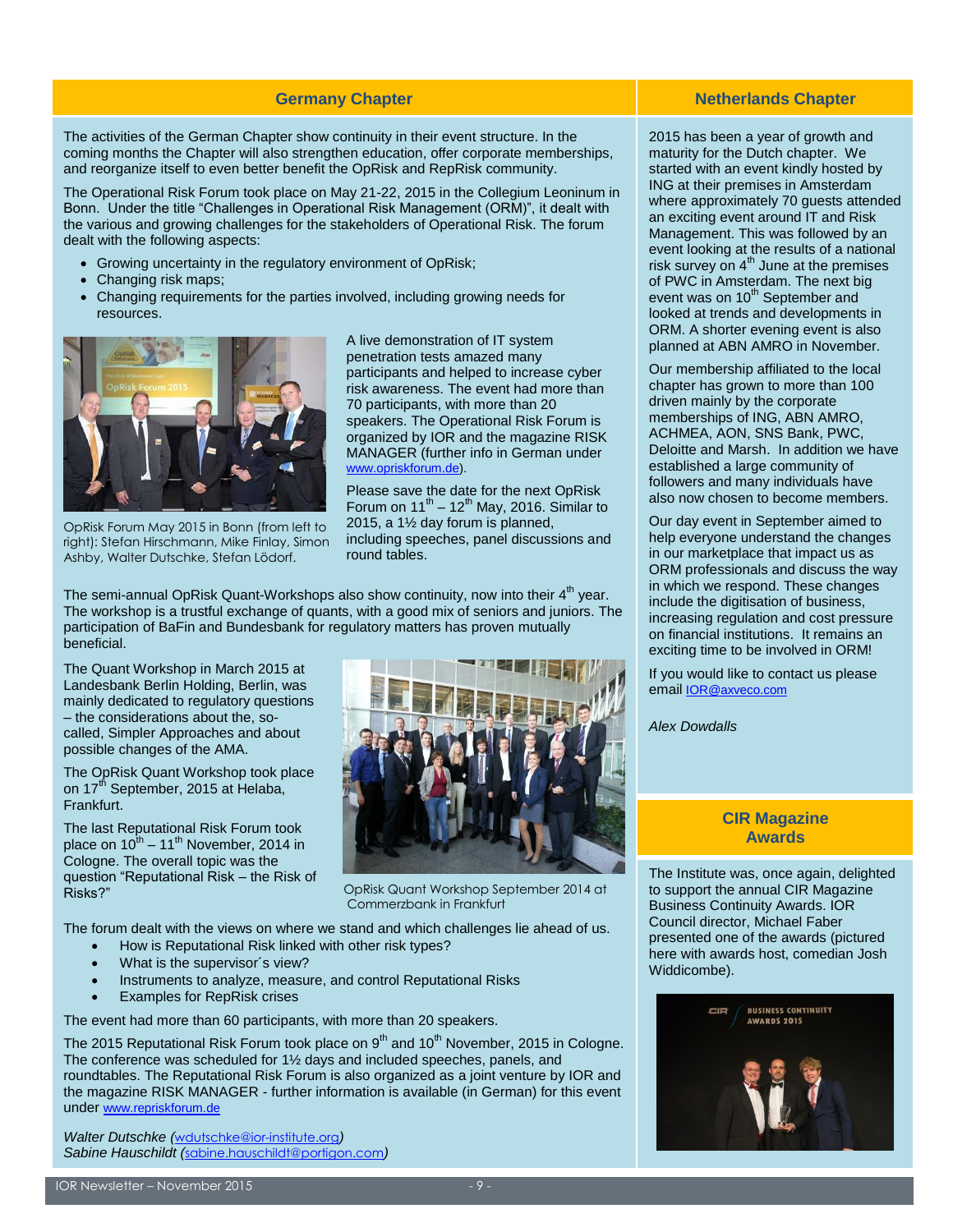## Germany Chapter

The activities of the German Chapter show continuity in their event structure. In the coming months the Chapter will also strengthen education, offer corporate memberships, and reorganize itself to even better benefit the OpRisk and RepRisk community.

The Operational Risk Forum took place on May 21-22, 2015 in the Collegium Leoninum in Bonn. Under the title "Challenges in Operational Risk Management (ORM)", it dealt with the various and growing challenges for the stakeholders of Operational Risk. The forum dealt with the following aspects:

- Growing uncertainty in the regulatory environment of OpRisk;
- Changing risk maps;
- Changing requirements for the parties involved, including growing needs for resources.

OpRisk Forum May 2015 in Bonn (from left to right): Stefan Hirschmann, Mike Finlay, Simon Ashby, Walter Dutschke, Stefan Lödorf.

A live demonstration of IT system penetration tests amazed many participants and helped to increase cyber risk awareness. The event had more than 70 participants, with more than 20 speakers. The Operational Risk Forum is organized by IOR and the magazine RISK MANAGER (further info in German under www.opriskforum.de).

Please save the date for the next OpRisk Forum on 11th – 12th May, 2016. Similar to 2015, a 1½ day forum is planned, including speeches, panel discussions and round tables.

The semi-annual OpRisk Quant-Workshops also show continuity, now into their 4th year. The workshop is a trustful exchange of quants, with a good mix of seniors and juniors. The participation of BaFin and Bundesbank for regulatory matters has proven mutually beneficial.

The Quant Workshop in March 2015 at Landesbank Berlin Holding, Berlin, was mainly dedicated to regulatory questions – the considerations about the, so-called, Simpler Approaches and about possible changes of the AMA.

The OpRisk Quant Workshop took place on 17th September, 2015 at Helaba, Frankfurt.

The last Reputational Risk Forum took place on 10th – 11th November, 2014 in Cologne. The overall topic was the question "Reputational Risk – the Risk of Risks?"

OpRisk Quant Workshop September 2014 at Commerzbank in Frankfurt

The forum dealt with the views on where we stand and which challenges lie ahead of us.

- How is Reputational Risk linked with other risk types?
- What is the supervisor´s view?
- Instruments to analyze, measure, and control Reputational Risks
- Examples for RepRisk crises

The event had more than 60 participants, with more than 20 speakers.

The 2015 Reputational Risk Forum took place on 9th and 10th November, 2015 in Cologne. The conference was scheduled for 1½ days and included speeches, panels, and roundtables. The Reputational Risk Forum is also organized as a joint venture by IOR and the magazine RISK MANAGER - further information is available (in German) for this event under www.repriskforum.de

*Walter Dutschke (wdutschke@ior-institute.org)*
*Sabine Hauschildt (sabine.hauschildt@portigon.com)*

## Netherlands Chapter

2015 has been a year of growth and maturity for the Dutch chapter. We started with an event kindly hosted by ING at their premises in Amsterdam where approximately 70 guests attended an exciting event around IT and Risk Management. This was followed by an event looking at the results of a national risk survey on 4th June at the premises of PWC in Amsterdam. The next big event was on 10th September and looked at trends and developments in ORM. A shorter evening event is also planned at ABN AMRO in November.

Our membership affiliated to the local chapter has grown to more than 100 driven mainly by the corporate memberships of ING, ABN AMRO, ACHMEA, AON, SNS Bank, PWC, Deloitte and Marsh. In addition we have established a large community of followers and many individuals have also now chosen to become members.

Our day event in September aimed to help everyone understand the changes in our marketplace that impact us as ORM professionals and discuss the way in which we respond. These changes include the digitisation of business, increasing regulation and cost pressure on financial institutions. It remains an exciting time to be involved in ORM!

If you would like to contact us please email IOR@axveco.com

*Alex Dowdalls*

## CIR Magazine Awards

The Institute was, once again, delighted to support the annual CIR Magazine Business Continuity Awards. IOR Council director, Michael Faber presented one of the awards (pictured here with awards host, comedian Josh Widdicombe).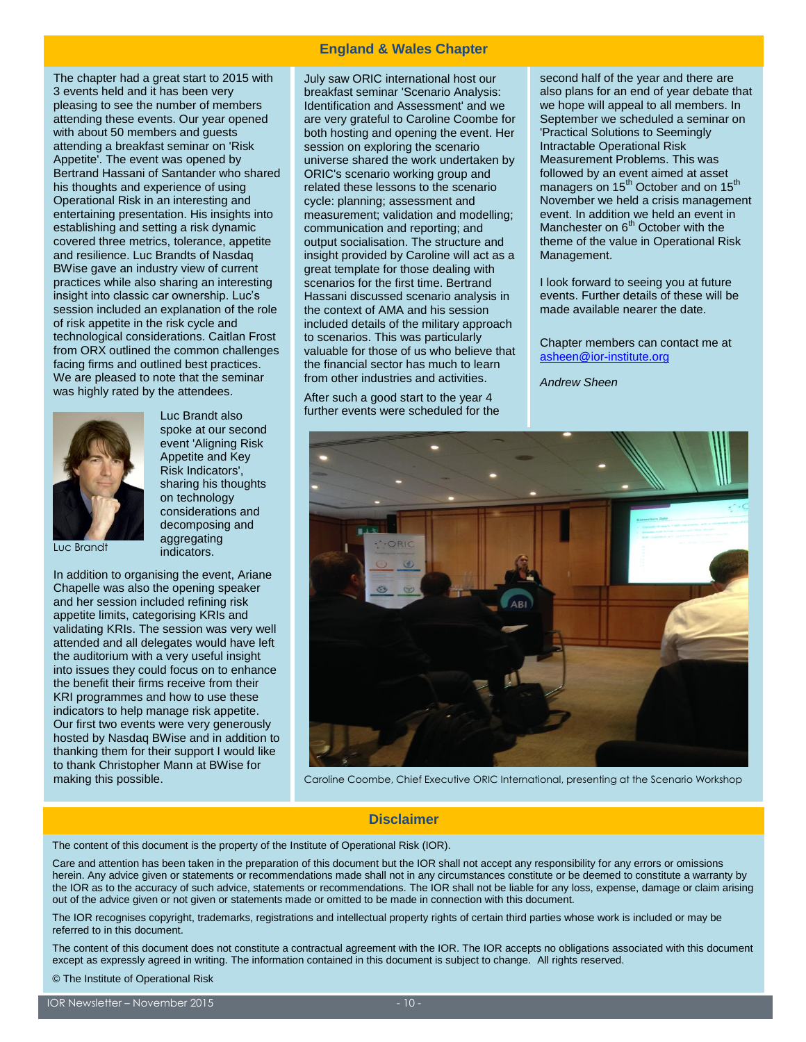## England & Wales Chapter

The chapter had a great start to 2015 with 3 events held and it has been very pleasing to see the number of members attending these events. Our year opened with about 50 members and guests attending a breakfast seminar on 'Risk Appetite'. The event was opened by Bertrand Hassani of Santander who shared his thoughts and experience of using Operational Risk in an interesting and entertaining presentation. His insights into establishing and setting a risk dynamic covered three metrics, tolerance, appetite and resilience. Luc Brandts of Nasdaq BWise gave an industry view of current practices while also sharing an interesting insight into classic car ownership. Luc's session included an explanation of the role of risk appetite in the risk cycle and technological considerations. Caitlan Frost from ORX outlined the common challenges facing firms and outlined best practices. We are pleased to note that the seminar was highly rated by the attendees.

Luc Brandt

Luc Brandt also spoke at our second event 'Aligning Risk Appetite and Key Risk Indicators', sharing his thoughts on technology considerations and decomposing and aggregating indicators.

In addition to organising the event, Ariane Chapelle was also the opening speaker and her session included refining risk appetite limits, categorising KRIs and validating KRIs. The session was very well attended and all delegates would have left the auditorium with a very useful insight into issues they could focus on to enhance the benefit their firms receive from their KRI programmes and how to use these indicators to help manage risk appetite. Our first two events were very generously hosted by Nasdaq BWise and in addition to thanking them for their support I would like to thank Christopher Mann at BWise for making this possible.

July saw ORIC international host our breakfast seminar 'Scenario Analysis: Identification and Assessment' and we are very grateful to Caroline Coombe for both hosting and opening the event. Her session on exploring the scenario universe shared the work undertaken by ORIC's scenario working group and related these lessons to the scenario cycle: planning; assessment and measurement; validation and modelling; communication and reporting; and output socialisation. The structure and insight provided by Caroline will act as a great template for those dealing with scenarios for the first time. Bertrand Hassani discussed scenario analysis in the context of AMA and his session included details of the military approach to scenarios. This was particularly valuable for those of us who believe that the financial sector has much to learn from other industries and activities.

After such a good start to the year 4 further events were scheduled for the second half of the year and there are also plans for an end of year debate that we hope will appeal to all members. In September we scheduled a seminar on 'Practical Solutions to Seemingly Intractable Operational Risk Measurement Problems. This was followed by an event aimed at asset managers on 15th October and on 15th November we held a crisis management event. In addition we held an event in Manchester on 6th October with the theme of the value in Operational Risk Management.

I look forward to seeing you at future events. Further details of these will be made available nearer the date.

Chapter members can contact me at asheen@ior-institute.org

*Andrew Sheen*

Caroline Coombe, Chief Executive ORIC International, presenting at the Scenario Workshop

## Disclaimer

The content of this document is the property of the Institute of Operational Risk (IOR).

Care and attention has been taken in the preparation of this document but the IOR shall not accept any responsibility for any errors or omissions herein. Any advice given or statements or recommendations made shall not in any circumstances constitute or be deemed to constitute a warranty by the IOR as to the accuracy of such advice, statements or recommendations. The IOR shall not be liable for any loss, expense, damage or claim arising out of the advice given or not given or statements made or omitted to be made in connection with this document.

The IOR recognises copyright, trademarks, registrations and intellectual property rights of certain third parties whose work is included or may be referred to in this document.

The content of this document does not constitute a contractual agreement with the IOR. The IOR accepts no obligations associated with this document except as expressly agreed in writing. The information contained in this document is subject to change. All rights reserved.

© The Institute of Operational Risk